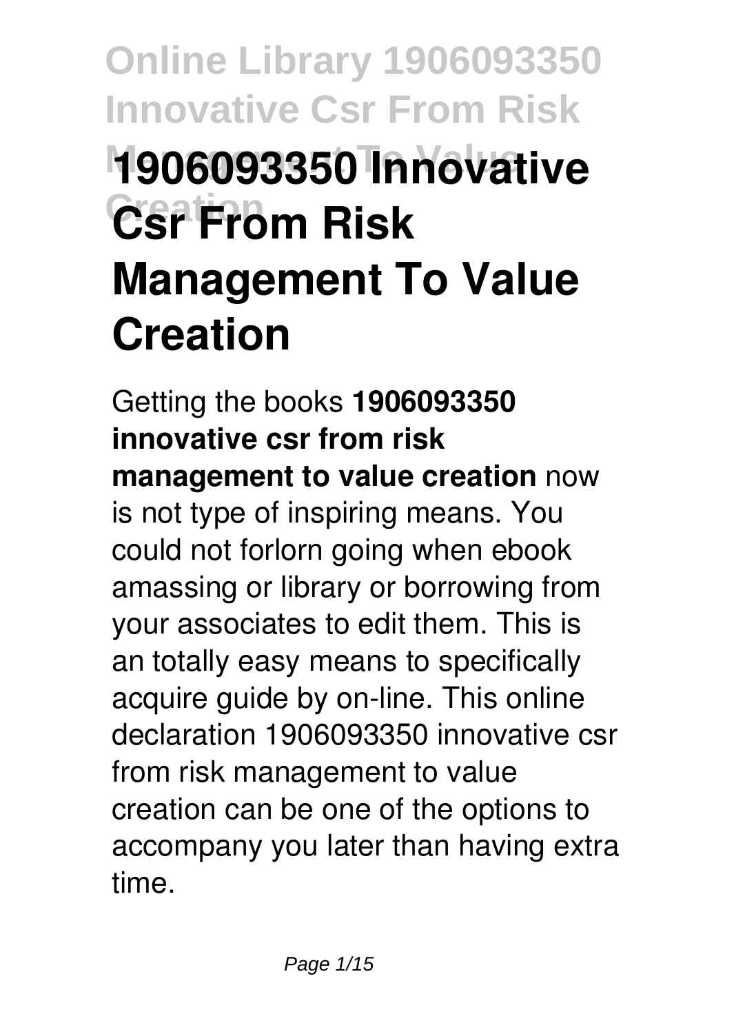# 1906093350 Innovative Csr From Risk Management To Value Creation

Getting the books **1906093350 innovative csr from risk management to value creation** now is not type of inspiring means. You could not forlorn going when ebook amassing or library or borrowing from your associates to edit them. This is an totally easy means to specifically acquire guide by on-line. This online declaration 1906093350 innovative csr from risk management to value creation can be one of the options to accompany you later than having extra time.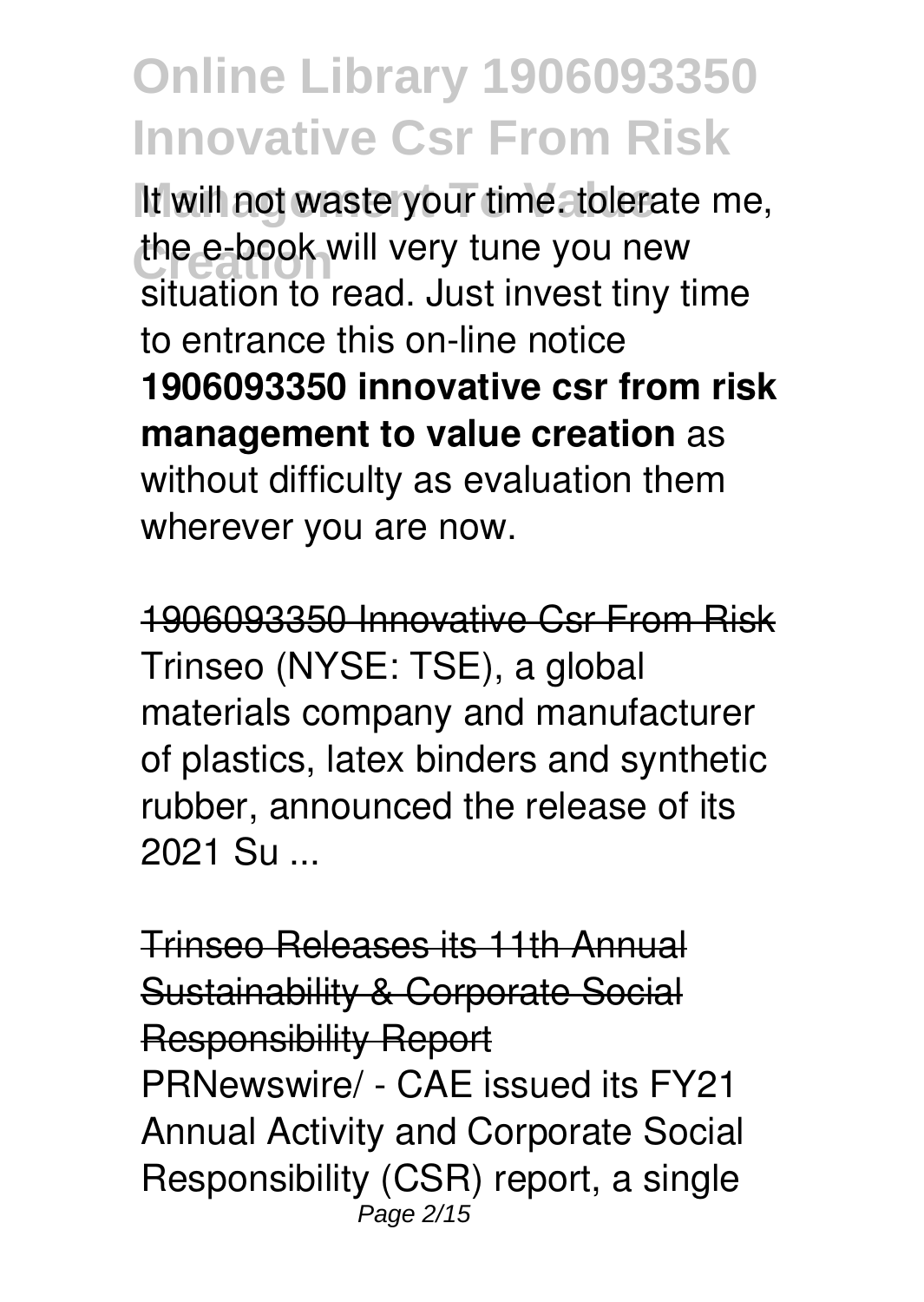It will not waste your time. tolerate me, the e-book will very tune you new situation to read. Just invest tiny time to entrance this on-line notice **1906093350 innovative csr from risk management to value creation** as without difficulty as evaluation them wherever you are now.

~~1906093350 Innovative Csr From Risk~~

Trinseo (NYSE: TSE), a global materials company and manufacturer of plastics, latex binders and synthetic rubber, announced the release of its 2021 Su ...

~~Trinseo Releases its 11th Annual Sustainability & Corporate Social Responsibility Report~~

PRNewswire/ - CAE issued its FY21 Annual Activity and Corporate Social Responsibility (CSR) report, a single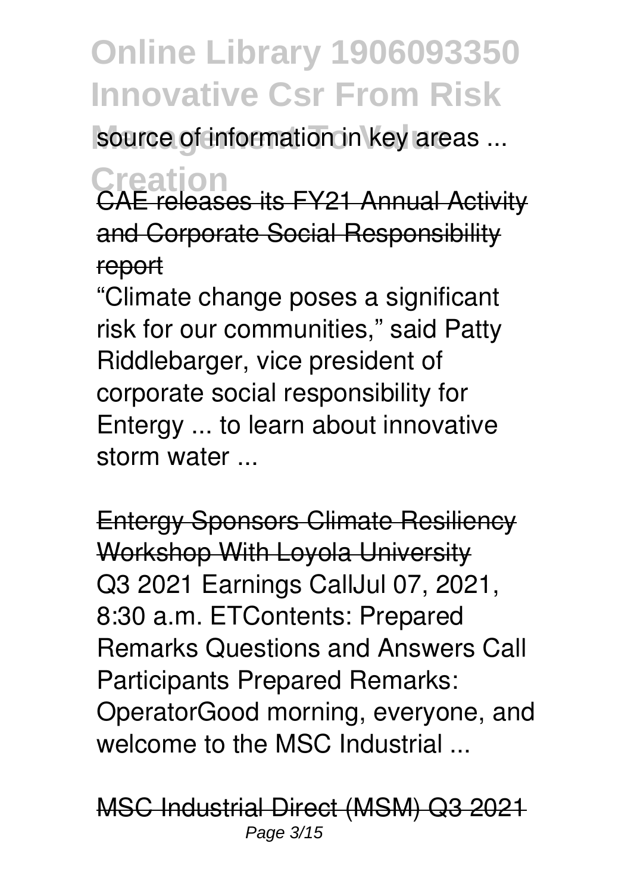source of information in key areas ...

CAE releases its FY21 Annual Activity and Corporate Social Responsibility report

“Climate change poses a significant risk for our communities,” said Patty Riddlebarger, vice president of corporate social responsibility for Entergy ... to learn about innovative storm water ...

Entergy Sponsors Climate Resiliency Workshop With Loyola University

Q3 2021 Earnings CallJul 07, 2021, 8:30 a.m. ETContents: Prepared Remarks Questions and Answers Call Participants Prepared Remarks: OperatorGood morning, everyone, and welcome to the MSC Industrial ...

MSC Industrial Direct (MSM) Q3 2021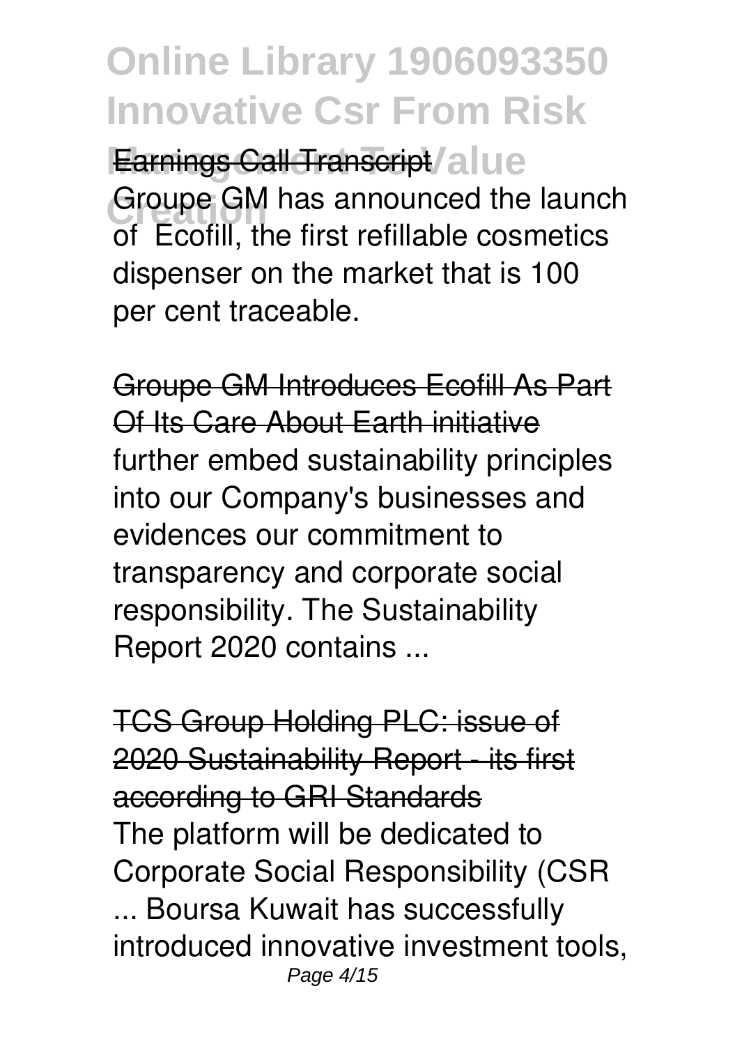Earnings Call Transcript

Groupe GM has announced the launch of Ecofill, the first refillable cosmetics dispenser on the market that is 100 per cent traceable.

Groupe GM Introduces Ecofill As Part Of Its Care About Earth initiative

further embed sustainability principles into our Company's businesses and evidences our commitment to transparency and corporate social responsibility. The Sustainability Report 2020 contains ...

TCS Group Holding PLC: issue of 2020 Sustainability Report - its first according to GRI Standards

The platform will be dedicated to Corporate Social Responsibility (CSR ... Boursa Kuwait has successfully introduced innovative investment tools,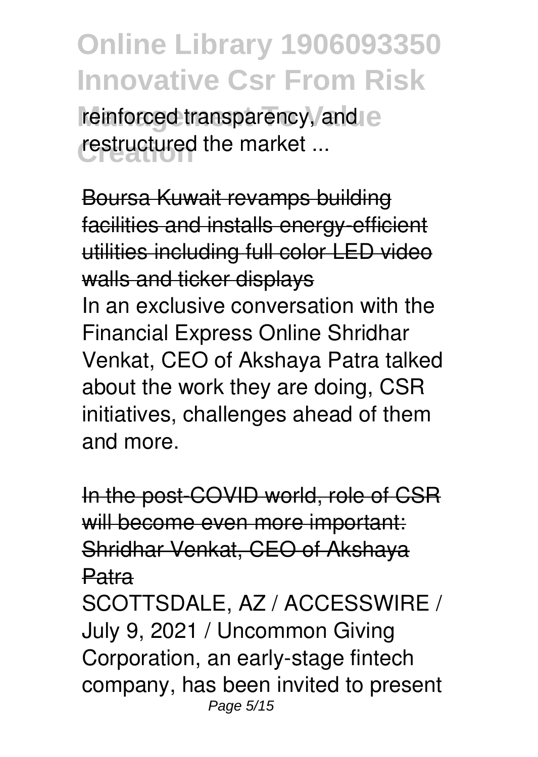reinforced transparency, and restructured the market ...

Boursa Kuwait revamps building facilities and installs energy-efficient utilities including full color LED video walls and ticker displays

In an exclusive conversation with the Financial Express Online Shridhar Venkat, CEO of Akshaya Patra talked about the work they are doing, CSR initiatives, challenges ahead of them and more.

In the post-COVID world, role of CSR will become even more important: Shridhar Venkat, CEO of Akshaya Patra

SCOTTSDALE, AZ / ACCESSWIRE / July 9, 2021 / Uncommon Giving Corporation, an early-stage fintech company, has been invited to present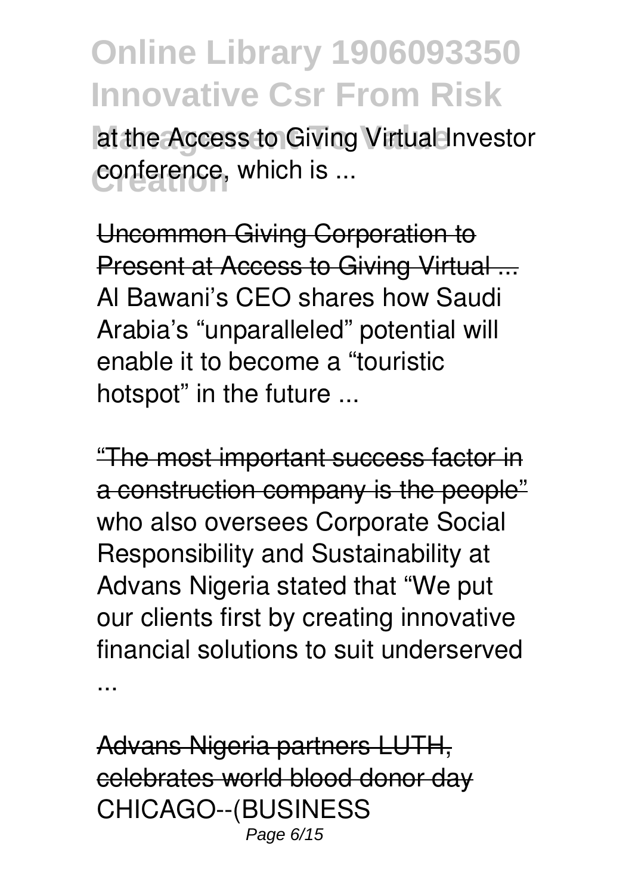at the Access to Giving Virtual Investor conference, which is ...

Uncommon Giving Corporation to Present at Access to Giving Virtual ...
Al Bawani's CEO shares how Saudi Arabia's "unparalleled" potential will enable it to become a "touristic hotspot" in the future ...

"The most important success factor in a construction company is the people"
who also oversees Corporate Social Responsibility and Sustainability at Advans Nigeria stated that "We put our clients first by creating innovative financial solutions to suit underserved ...

Advans Nigeria partners LUTH, celebrates world blood donor day
CHICAGO--(BUSINESS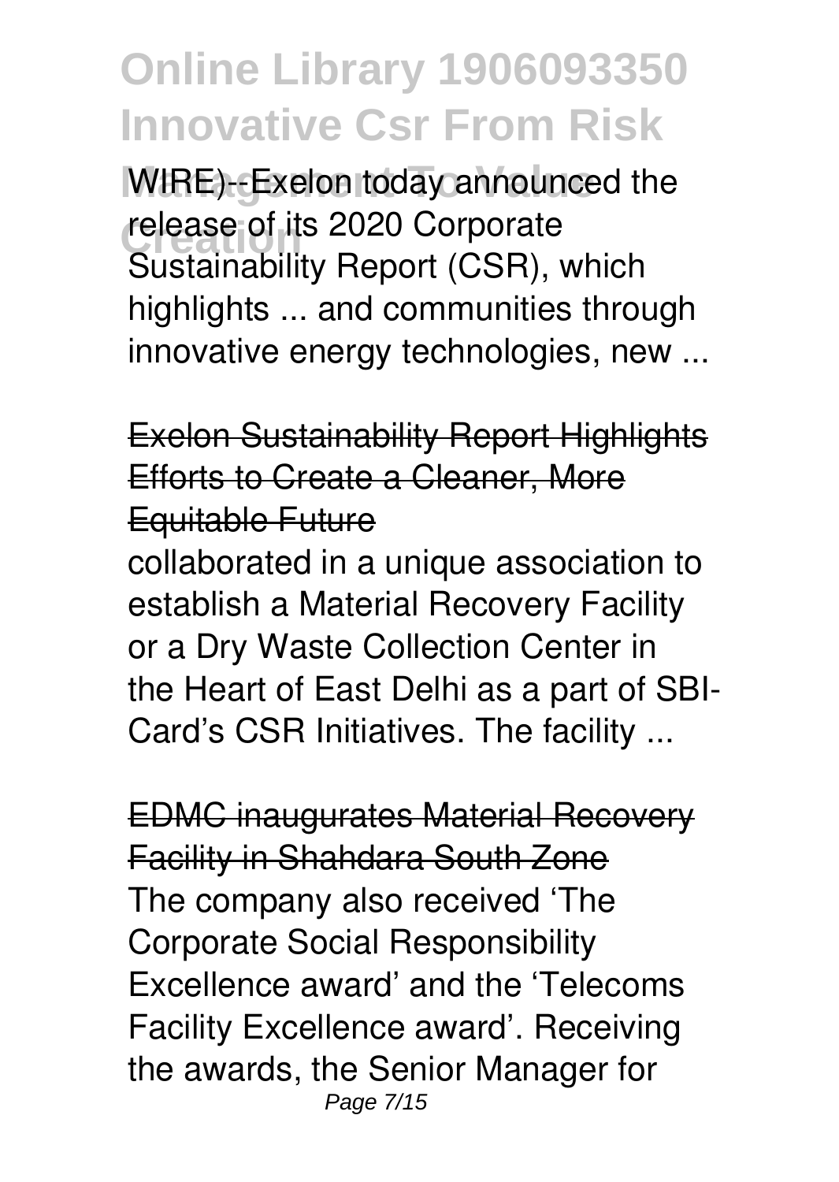WIRE)--Exelon today announced the release of its 2020 Corporate Sustainability Report (CSR), which highlights ... and communities through innovative energy technologies, new ...

## Exelon Sustainability Report Highlights Efforts to Create a Cleaner, More Equitable Future

collaborated in a unique association to establish a Material Recovery Facility or a Dry Waste Collection Center in the Heart of East Delhi as a part of SBI-Card's CSR Initiatives. The facility ...

## EDMC inaugurates Material Recovery Facility in Shahdara South Zone

The company also received 'The Corporate Social Responsibility Excellence award' and the 'Telecoms Facility Excellence award'. Receiving the awards, the Senior Manager for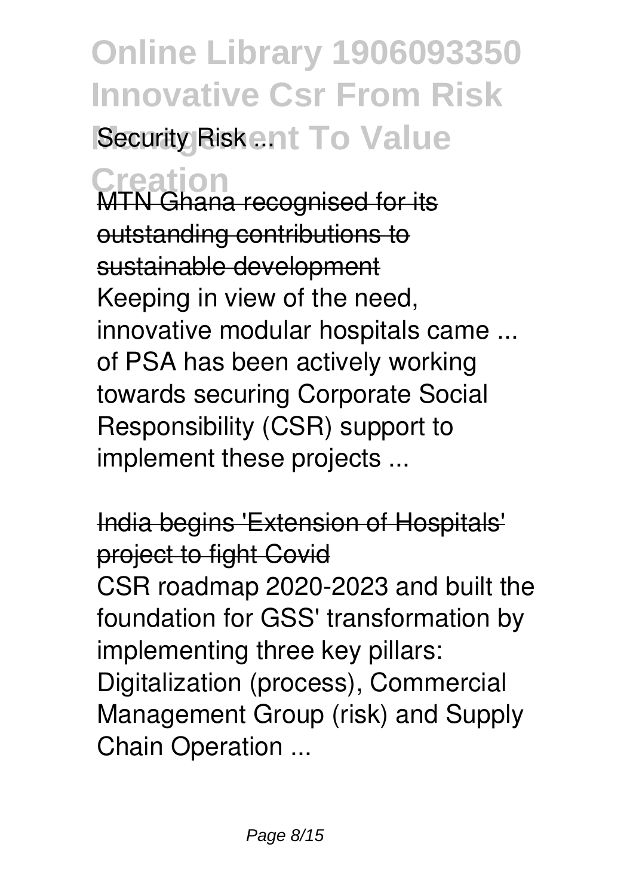Security Risk ...

MTN Ghana recognised for its outstanding contributions to sustainable development

Keeping in view of the need, innovative modular hospitals came ... of PSA has been actively working towards securing Corporate Social Responsibility (CSR) support to implement these projects ...

India begins 'Extension of Hospitals' project to fight Covid

CSR roadmap 2020-2023 and built the foundation for GSS' transformation by implementing three key pillars: Digitalization (process), Commercial Management Group (risk) and Supply Chain Operation ...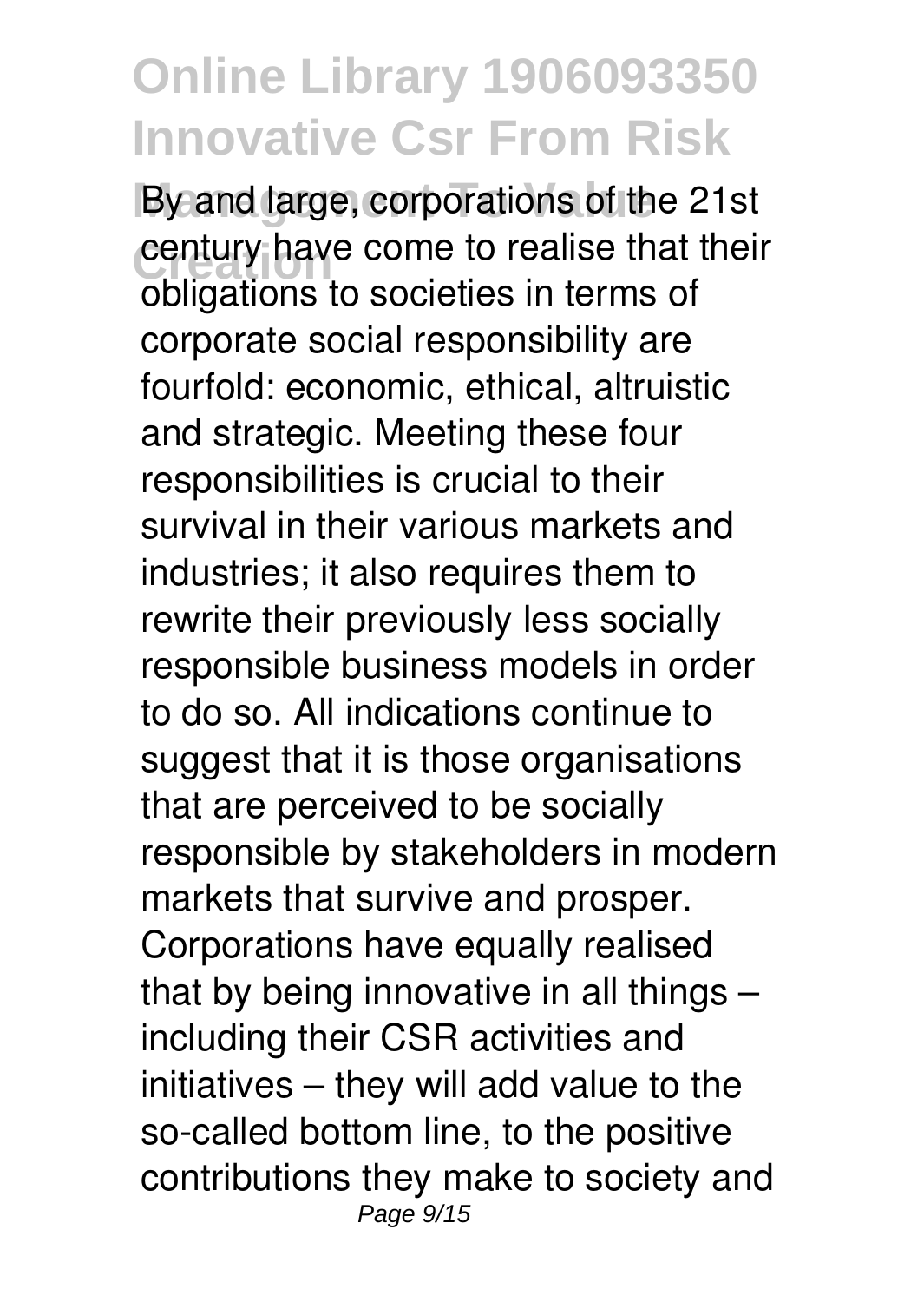By and large, corporations of the 21st century have come to realise that their obligations to societies in terms of corporate social responsibility are fourfold: economic, ethical, altruistic and strategic. Meeting these four responsibilities is crucial to their survival in their various markets and industries; it also requires them to rewrite their previously less socially responsible business models in order to do so. All indications continue to suggest that it is those organisations that are perceived to be socially responsible by stakeholders in modern markets that survive and prosper. Corporations have equally realised that by being innovative in all things – including their CSR activities and initiatives – they will add value to the so-called bottom line, to the positive contributions they make to society and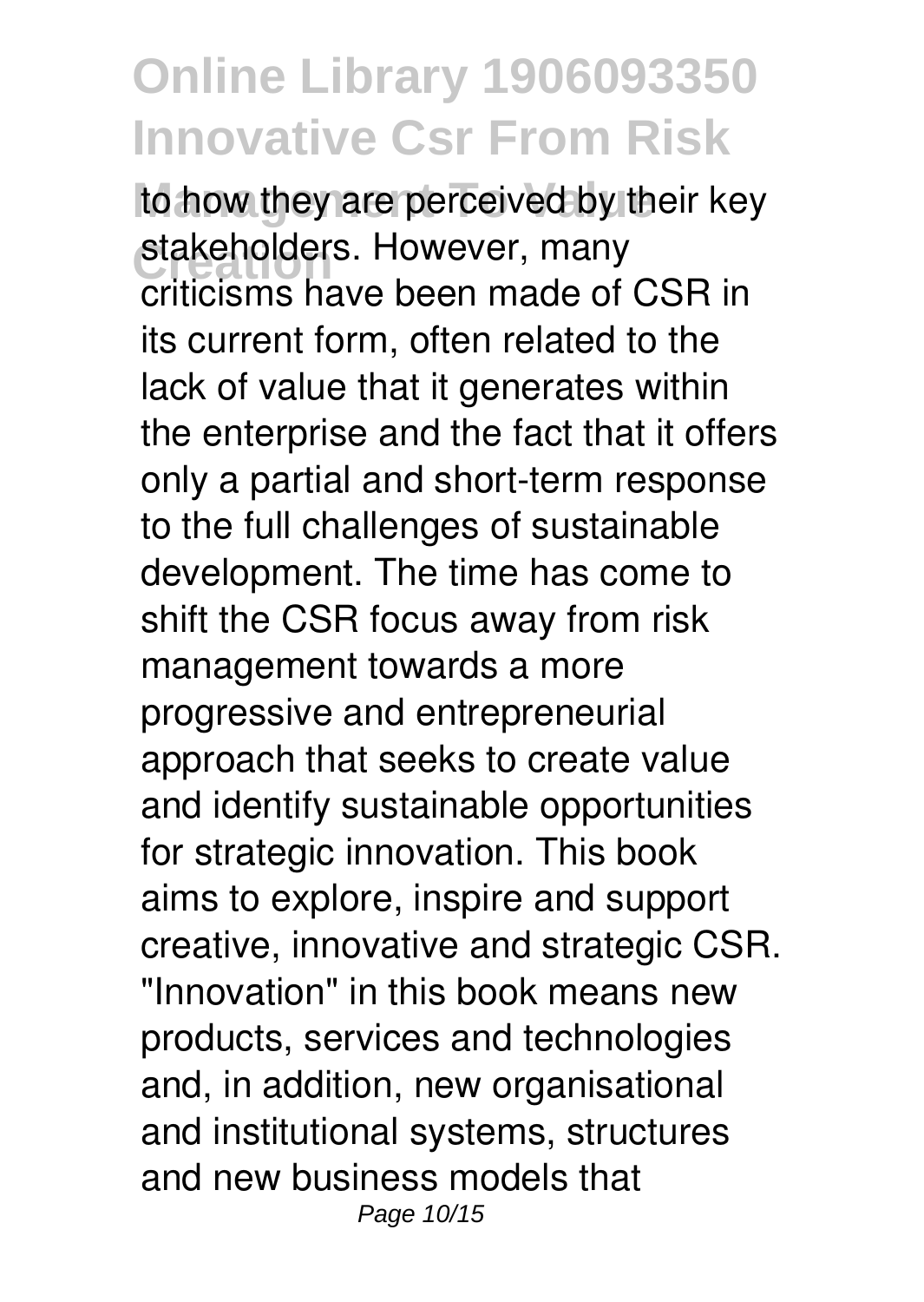to how they are perceived by their key stakeholders. However, many criticisms have been made of CSR in its current form, often related to the lack of value that it generates within the enterprise and the fact that it offers only a partial and short-term response to the full challenges of sustainable development. The time has come to shift the CSR focus away from risk management towards a more progressive and entrepreneurial approach that seeks to create value and identify sustainable opportunities for strategic innovation. This book aims to explore, inspire and support creative, innovative and strategic CSR. "Innovation" in this book means new products, services and technologies and, in addition, new organisational and institutional systems, structures and new business models that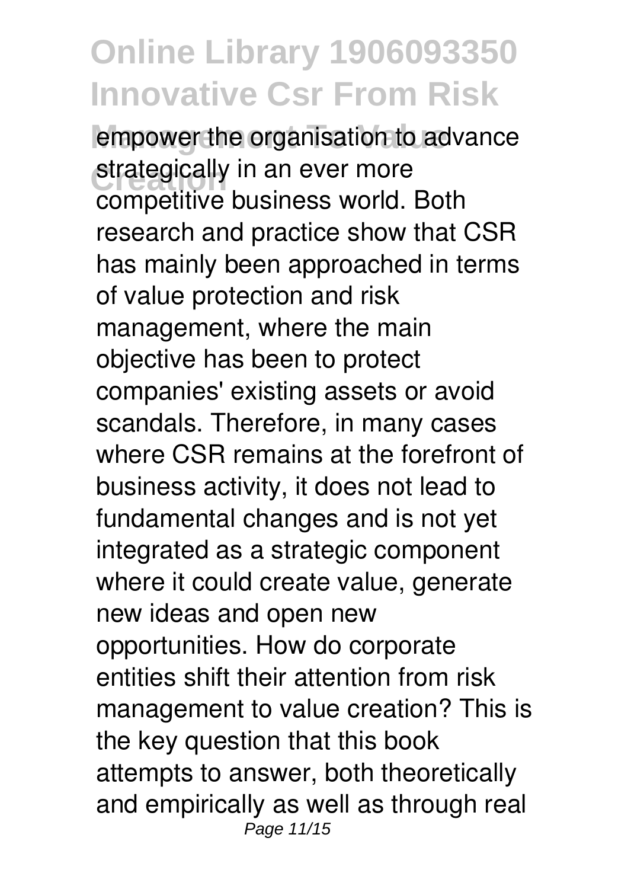empower the organisation to advance strategically in an ever more competitive business world. Both research and practice show that CSR has mainly been approached in terms of value protection and risk management, where the main objective has been to protect companies' existing assets or avoid scandals. Therefore, in many cases where CSR remains at the forefront of business activity, it does not lead to fundamental changes and is not yet integrated as a strategic component where it could create value, generate new ideas and open new opportunities. How do corporate entities shift their attention from risk management to value creation? This is the key question that this book attempts to answer, both theoretically and empirically as well as through real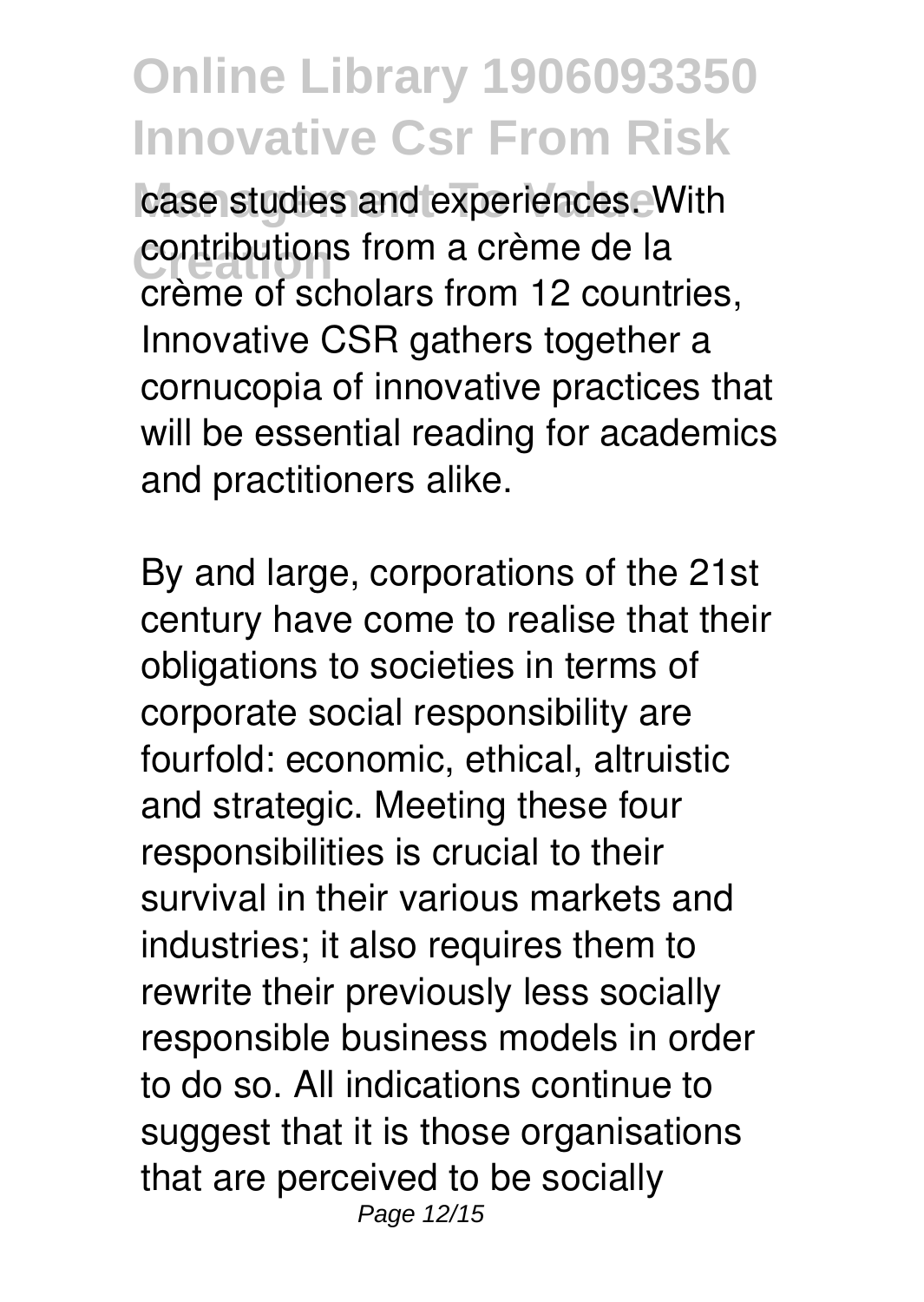case studies and experiences. With contributions from a crème de la crème of scholars from 12 countries, Innovative CSR gathers together a cornucopia of innovative practices that will be essential reading for academics and practitioners alike.

By and large, corporations of the 21st century have come to realise that their obligations to societies in terms of corporate social responsibility are fourfold: economic, ethical, altruistic and strategic. Meeting these four responsibilities is crucial to their survival in their various markets and industries; it also requires them to rewrite their previously less socially responsible business models in order to do so. All indications continue to suggest that it is those organisations that are perceived to be socially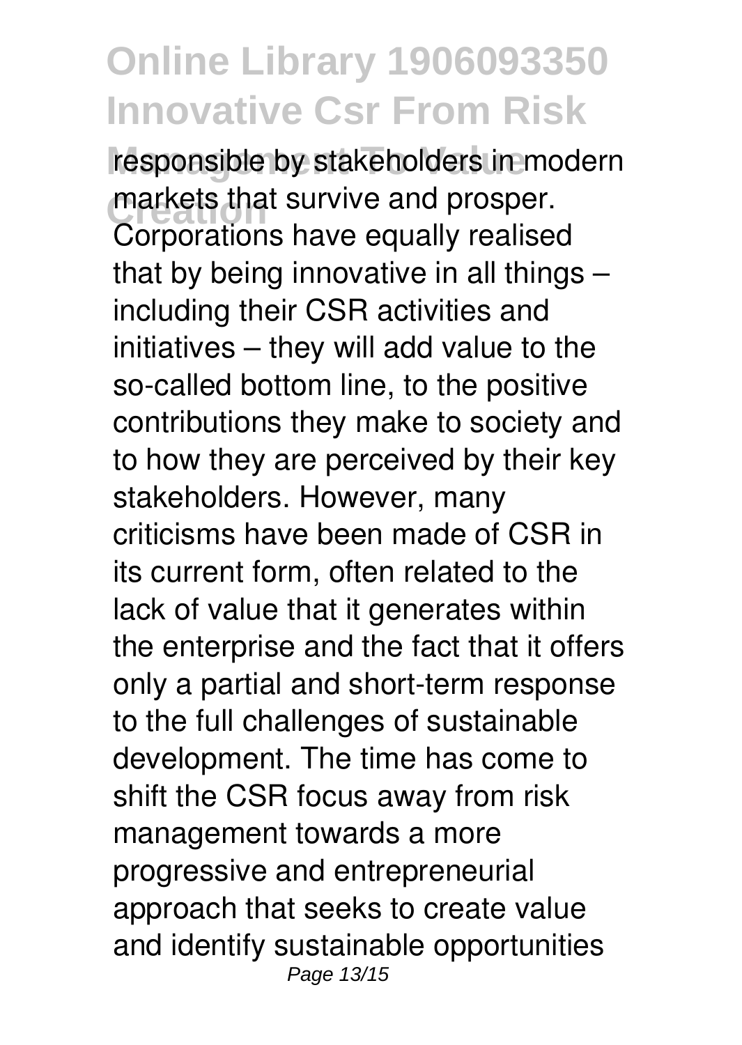responsible by stakeholders in modern markets that survive and prosper. Corporations have equally realised that by being innovative in all things – including their CSR activities and initiatives – they will add value to the so-called bottom line, to the positive contributions they make to society and to how they are perceived by their key stakeholders. However, many criticisms have been made of CSR in its current form, often related to the lack of value that it generates within the enterprise and the fact that it offers only a partial and short-term response to the full challenges of sustainable development. The time has come to shift the CSR focus away from risk management towards a more progressive and entrepreneurial approach that seeks to create value and identify sustainable opportunities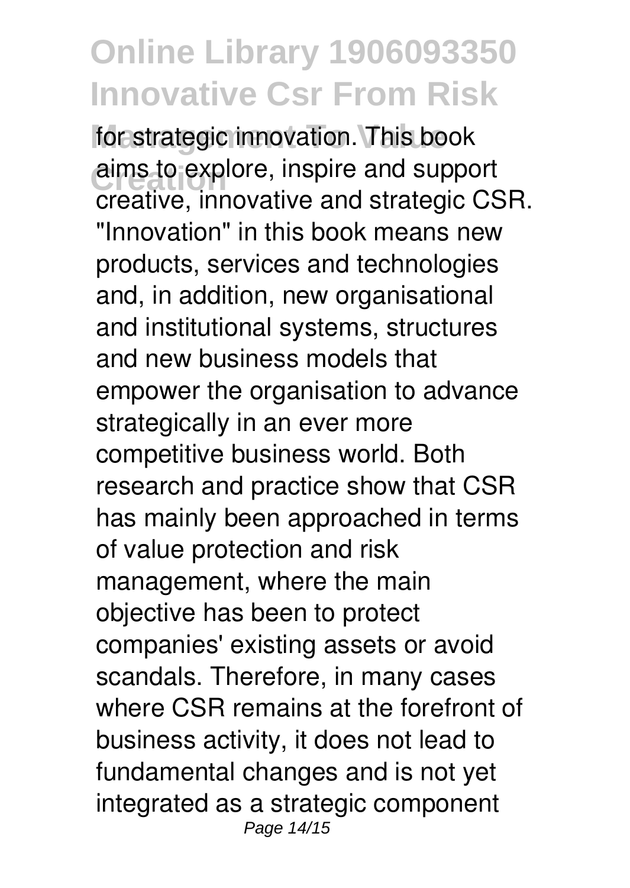for strategic innovation. This book aims to explore, inspire and support creative, innovative and strategic CSR. "Innovation" in this book means new products, services and technologies and, in addition, new organisational and institutional systems, structures and new business models that empower the organisation to advance strategically in an ever more competitive business world. Both research and practice show that CSR has mainly been approached in terms of value protection and risk management, where the main objective has been to protect companies' existing assets or avoid scandals. Therefore, in many cases where CSR remains at the forefront of business activity, it does not lead to fundamental changes and is not yet integrated as a strategic component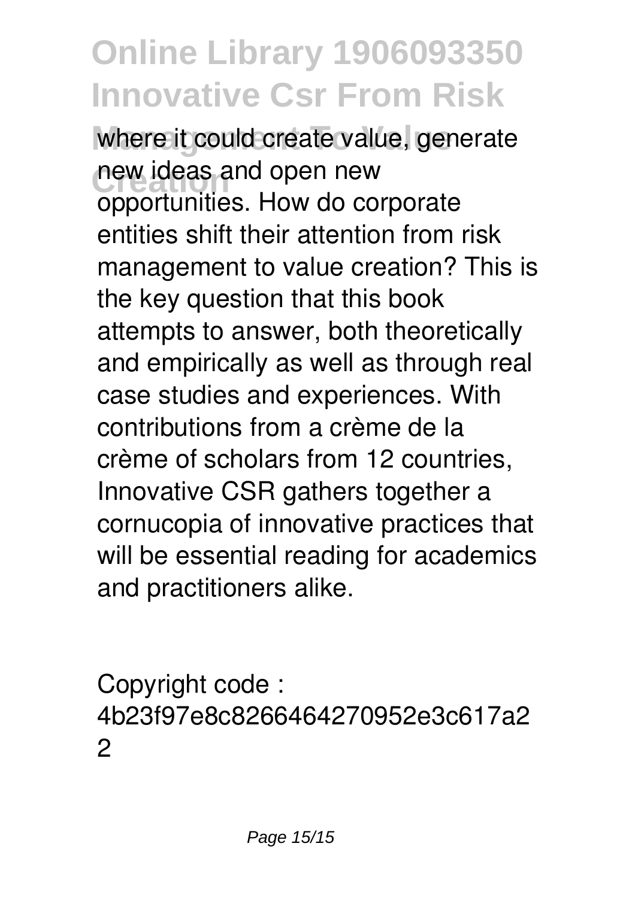where it could create value, generate new ideas and open new opportunities. How do corporate entities shift their attention from risk management to value creation? This is the key question that this book attempts to answer, both theoretically and empirically as well as through real case studies and experiences. With contributions from a crème de la crème of scholars from 12 countries, Innovative CSR gathers together a cornucopia of innovative practices that will be essential reading for academics and practitioners alike.

Copyright code : 4b23f97e8c8266464270952e3c617a22